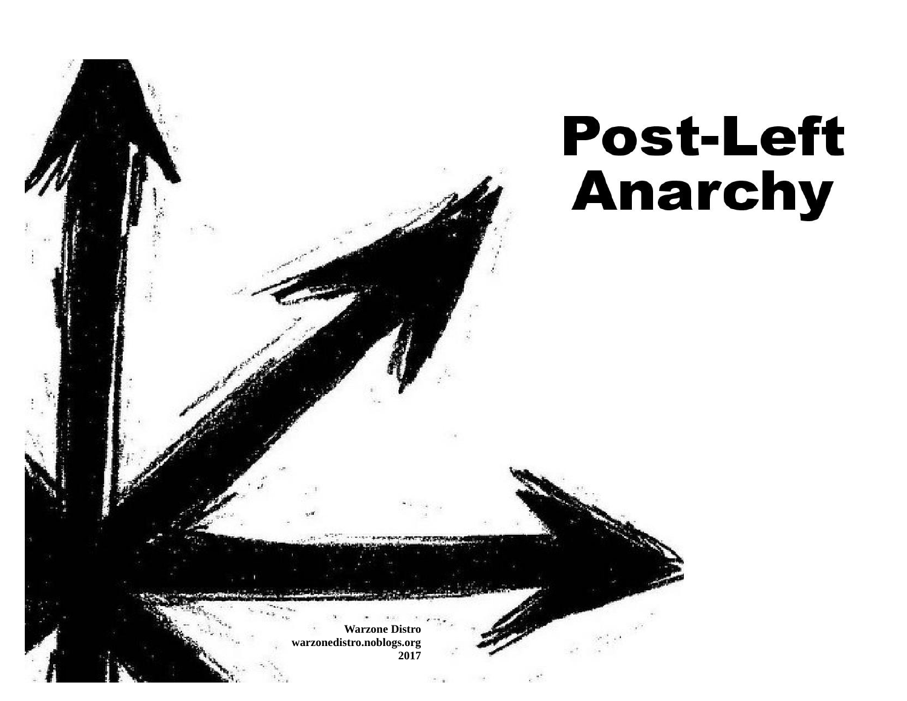# Post-Left Anarchy

Warzone Distro
warzonedistro.noblogs.org
2017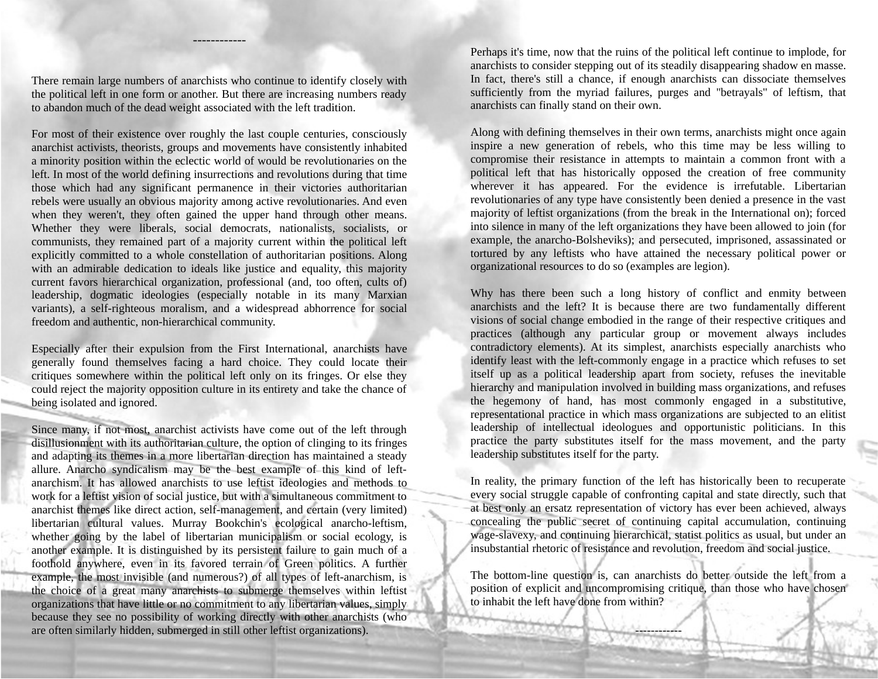------------

There remain large numbers of anarchists who continue to identify closely with the political left in one form or another. But there are increasing numbers ready to abandon much of the dead weight associated with the left tradition.

For most of their existence over roughly the last couple centuries, consciously anarchist activists, theorists, groups and movements have consistently inhabited a minority position within the eclectic world of would be revolutionaries on the left. In most of the world defining insurrections and revolutions during that time those which had any significant permanence in their victories authoritarian rebels were usually an obvious majority among active revolutionaries. And even when they weren't, they often gained the upper hand through other means. Whether they were liberals, social democrats, nationalists, socialists, or communists, they remained part of a majority current within the political left explicitly committed to a whole constellation of authoritarian positions. Along with an admirable dedication to ideals like justice and equality, this majority current favors hierarchical organization, professional (and, too often, cults of) leadership, dogmatic ideologies (especially notable in its many Marxian variants), a self-righteous moralism, and a widespread abhorrence for social freedom and authentic, non-hierarchical community.

Especially after their expulsion from the First International, anarchists have generally found themselves facing a hard choice. They could locate their critiques somewhere within the political left only on its fringes. Or else they could reject the majority opposition culture in its entirety and take the chance of being isolated and ignored.

Since many, if not most, anarchist activists have come out of the left through disillusionment with its authoritarian culture, the option of clinging to its fringes and adapting its themes in a more libertarian direction has maintained a steady allure. Anarcho syndicalism may be the best example of this kind of left-anarchism. It has allowed anarchists to use leftist ideologies and methods to work for a leftist vision of social justice, but with a simultaneous commitment to anarchist themes like direct action, self-management, and certain (very limited) libertarian cultural values. Murray Bookchin's ecological anarcho-leftism, whether going by the label of libertarian municipalism or social ecology, is another example. It is distinguished by its persistent failure to gain much of a foothold anywhere, even in its favored terrain of Green politics. A further example, the most invisible (and numerous?) of all types of left-anarchism, is the choice of a great many anarchists to submerge themselves within leftist organizations that have little or no commitment to any libertarian values, simply because they see no possibility of working directly with other anarchists (who are often similarly hidden, submerged in still other leftist organizations).

Perhaps it's time, now that the ruins of the political left continue to implode, for anarchists to consider stepping out of its steadily disappearing shadow en masse. In fact, there's still a chance, if enough anarchists can dissociate themselves sufficiently from the myriad failures, purges and "betrayals" of leftism, that anarchists can finally stand on their own.

Along with defining themselves in their own terms, anarchists might once again inspire a new generation of rebels, who this time may be less willing to compromise their resistance in attempts to maintain a common front with a political left that has historically opposed the creation of free community wherever it has appeared. For the evidence is irrefutable. Libertarian revolutionaries of any type have consistently been denied a presence in the vast majority of leftist organizations (from the break in the International on); forced into silence in many of the left organizations they have been allowed to join (for example, the anarcho-Bolsheviks); and persecuted, imprisoned, assassinated or tortured by any leftists who have attained the necessary political power or organizational resources to do so (examples are legion).

Why has there been such a long history of conflict and enmity between anarchists and the left? It is because there are two fundamentally different visions of social change embodied in the range of their respective critiques and practices (although any particular group or movement always includes contradictory elements). At its simplest, anarchists especially anarchists who identify least with the left-commonly engage in a practice which refuses to set itself up as a political leadership apart from society, refuses the inevitable hierarchy and manipulation involved in building mass organizations, and refuses the hegemony of hand, has most commonly engaged in a substitutive, representational practice in which mass organizations are subjected to an elitist leadership of intellectual ideologues and opportunistic politicians. In this practice the party substitutes itself for the mass movement, and the party leadership substitutes itself for the party.

In reality, the primary function of the left has historically been to recuperate every social struggle capable of confronting capital and state directly, such that at best only an ersatz representation of victory has ever been achieved, always concealing the public secret of continuing capital accumulation, continuing wage-slavexy, and continuing hierarchical, statist politics as usual, but under an insubstantial rhetoric of resistance and revolution, freedom and social justice.

The bottom-line question is, can anarchists do better outside the left from a position of explicit and uncompromising critique, than those who have chosen to inhabit the left have done from within?

------------